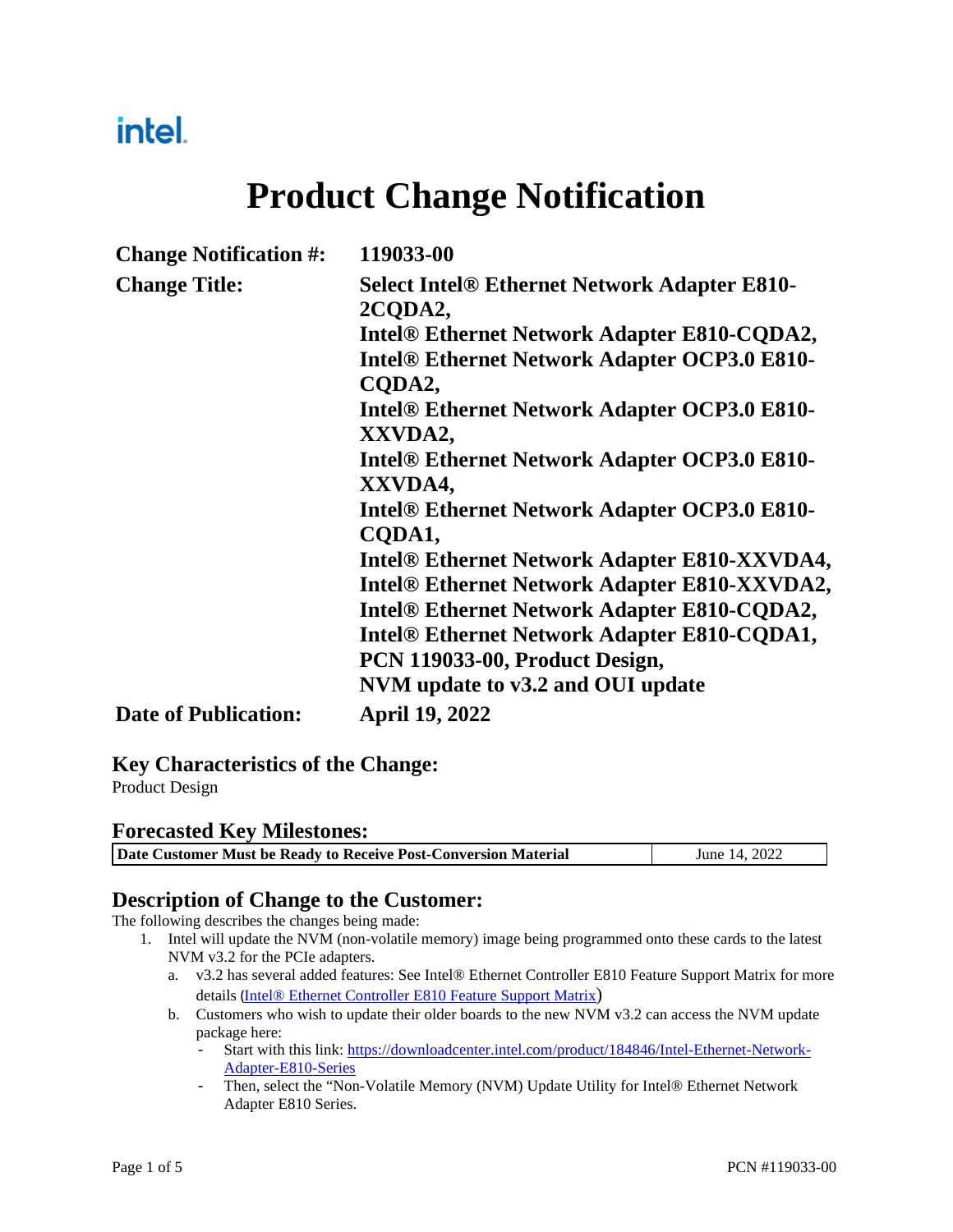intel.

# Product Change Notification

| | |
|---|---|
| **Change Notification #:** | **119033-00** |
| **Change Title:** | **Select Intel® Ethernet Network Adapter E810-2CQDA2, Intel® Ethernet Network Adapter E810-CQDA2, Intel® Ethernet Network Adapter OCP3.0 E810-CQDA2, Intel® Ethernet Network Adapter OCP3.0 E810-XXVDA2, Intel® Ethernet Network Adapter OCP3.0 E810-XXVDA4, Intel® Ethernet Network Adapter OCP3.0 E810-CQDA1, Intel® Ethernet Network Adapter E810-XXVDA4, Intel® Ethernet Network Adapter E810-XXVDA2, Intel® Ethernet Network Adapter E810-CQDA2, Intel® Ethernet Network Adapter E810-CQDA1, PCN 119033-00, Product Design, NVM update to v3.2 and OUI update** |
| **Date of Publication:** | **April 19, 2022** |

## Key Characteristics of the Change:

Product Design

## Forecasted Key Milestones:

| | |
|---|---|
| **Date Customer Must be Ready to Receive Post-Conversion Material** | June 14, 2022 |

## Description of Change to the Customer:

The following describes the changes being made:

1. Intel will update the NVM (non-volatile memory) image being programmed onto these cards to the latest NVM v3.2 for the PCIe adapters.
   a. v3.2 has several added features: See Intel® Ethernet Controller E810 Feature Support Matrix for more details (Intel® Ethernet Controller E810 Feature Support Matrix)
   b. Customers who wish to update their older boards to the new NVM v3.2 can access the NVM update package here:
      - Start with this link: https://downloadcenter.intel.com/product/184846/Intel-Ethernet-Network-Adapter-E810-Series
      - Then, select the "Non-Volatile Memory (NVM) Update Utility for Intel® Ethernet Network Adapter E810 Series.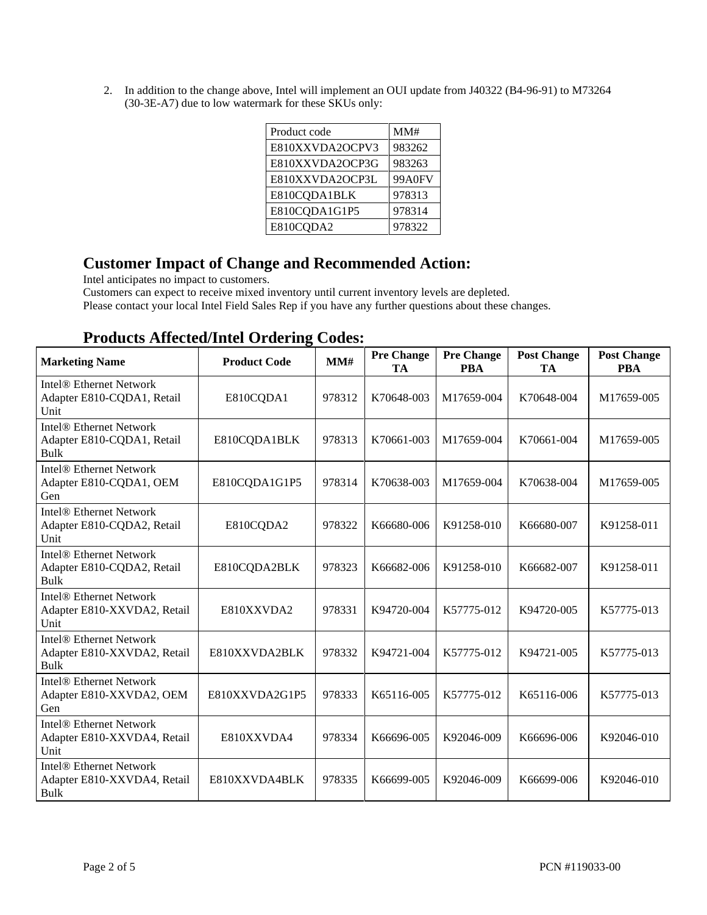2. In addition to the change above, Intel will implement an OUI update from J40322 (B4-96-91) to M73264 (30-3E-A7) due to low watermark for these SKUs only:

| Product code | MM# |
|---|---|
| E810XXVDA2OCPV3 | 983262 |
| E810XXVDA2OCP3G | 983263 |
| E810XXVDA2OCP3L | 99A0FV |
| E810CQDA1BLK | 978313 |
| E810CQDA1G1P5 | 978314 |
| E810CQDA2 | 978322 |

## Customer Impact of Change and Recommended Action:

Intel anticipates no impact to customers.
Customers can expect to receive mixed inventory until current inventory levels are depleted.
Please contact your local Intel Field Sales Rep if you have any further questions about these changes.

## Products Affected/Intel Ordering Codes:

| Marketing Name | Product Code | MM# | Pre Change TA | Pre Change PBA | Post Change TA | Post Change PBA |
|---|---|---|---|---|---|---|
| Intel® Ethernet Network Adapter E810-CQDA1, Retail Unit | E810CQDA1 | 978312 | K70648-003 | M17659-004 | K70648-004 | M17659-005 |
| Intel® Ethernet Network Adapter E810-CQDA1, Retail Bulk | E810CQDA1BLK | 978313 | K70661-003 | M17659-004 | K70661-004 | M17659-005 |
| Intel® Ethernet Network Adapter E810-CQDA1, OEM Gen | E810CQDA1G1P5 | 978314 | K70638-003 | M17659-004 | K70638-004 | M17659-005 |
| Intel® Ethernet Network Adapter E810-CQDA2, Retail Unit | E810CQDA2 | 978322 | K66680-006 | K91258-010 | K66680-007 | K91258-011 |
| Intel® Ethernet Network Adapter E810-CQDA2, Retail Bulk | E810CQDA2BLK | 978323 | K66682-006 | K91258-010 | K66682-007 | K91258-011 |
| Intel® Ethernet Network Adapter E810-XXVDA2, Retail Unit | E810XXVDA2 | 978331 | K94720-004 | K57775-012 | K94720-005 | K57775-013 |
| Intel® Ethernet Network Adapter E810-XXVDA2, Retail Bulk | E810XXVDA2BLK | 978332 | K94721-004 | K57775-012 | K94721-005 | K57775-013 |
| Intel® Ethernet Network Adapter E810-XXVDA2, OEM Gen | E810XXVDA2G1P5 | 978333 | K65116-005 | K57775-012 | K65116-006 | K57775-013 |
| Intel® Ethernet Network Adapter E810-XXVDA4, Retail Unit | E810XXVDA4 | 978334 | K66696-005 | K92046-009 | K66696-006 | K92046-010 |
| Intel® Ethernet Network Adapter E810-XXVDA4, Retail Bulk | E810XXVDA4BLK | 978335 | K66699-005 | K92046-009 | K66699-006 | K92046-010 |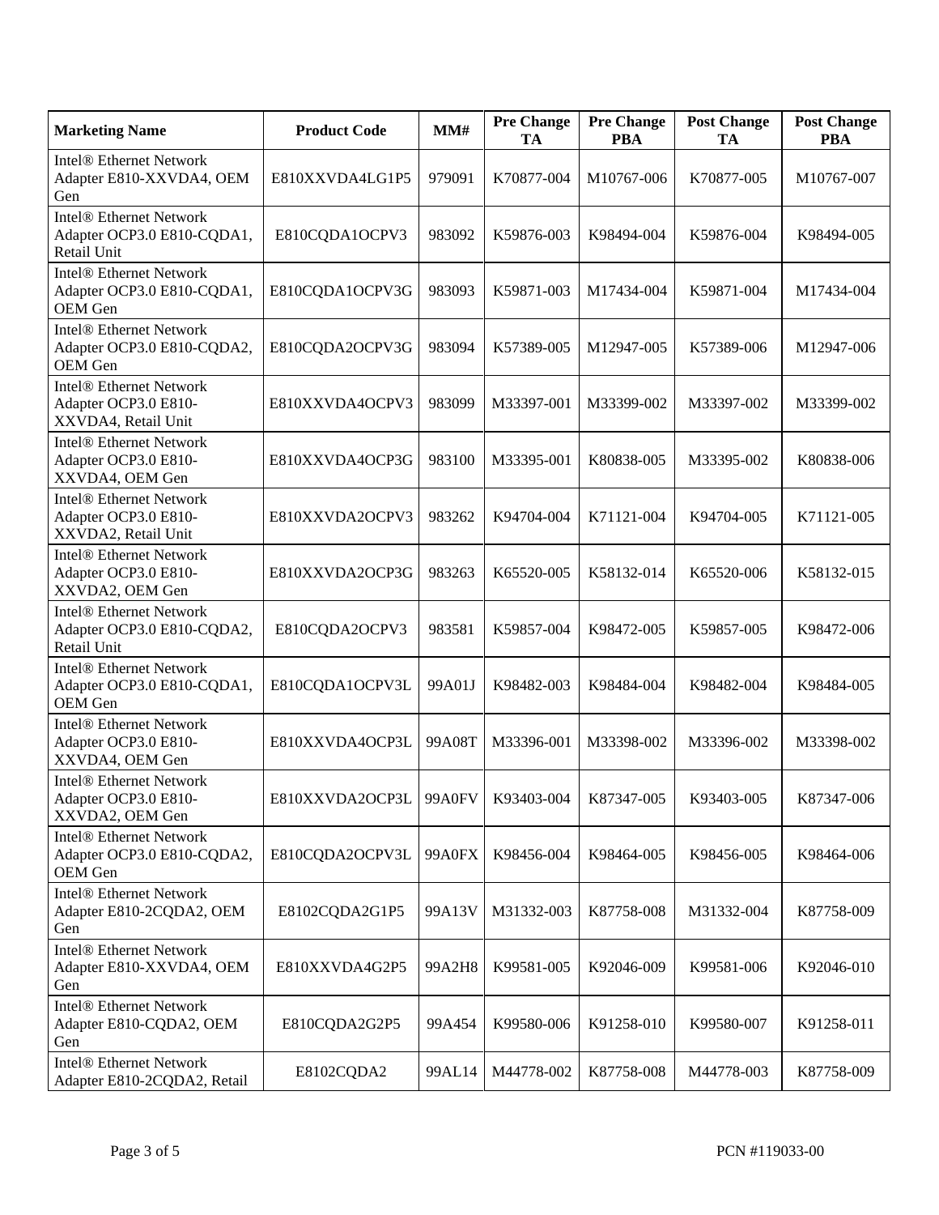| Marketing Name | Product Code | MM# | Pre Change TA | Pre Change PBA | Post Change TA | Post Change PBA |
| --- | --- | --- | --- | --- | --- | --- |
| Intel® Ethernet Network Adapter E810-XXVDA4, OEM Gen | E810XXVDA4LG1P5 | 979091 | K70877-004 | M10767-006 | K70877-005 | M10767-007 |
| Intel® Ethernet Network Adapter OCP3.0 E810-CQDA1, Retail Unit | E810CQDA1OCPV3 | 983092 | K59876-003 | K98494-004 | K59876-004 | K98494-005 |
| Intel® Ethernet Network Adapter OCP3.0 E810-CQDA1, OEM Gen | E810CQDA1OCPV3G | 983093 | K59871-003 | M17434-004 | K59871-004 | M17434-004 |
| Intel® Ethernet Network Adapter OCP3.0 E810-CQDA2, OEM Gen | E810CQDA2OCPV3G | 983094 | K57389-005 | M12947-005 | K57389-006 | M12947-006 |
| Intel® Ethernet Network Adapter OCP3.0 E810-XXVDA4, Retail Unit | E810XXVDA4OCPV3 | 983099 | M33397-001 | M33399-002 | M33397-002 | M33399-002 |
| Intel® Ethernet Network Adapter OCP3.0 E810-XXVDA4, OEM Gen | E810XXVDA4OCP3G | 983100 | M33395-001 | K80838-005 | M33395-002 | K80838-006 |
| Intel® Ethernet Network Adapter OCP3.0 E810-XXVDA2, Retail Unit | E810XXVDA2OCPV3 | 983262 | K94704-004 | K71121-004 | K94704-005 | K71121-005 |
| Intel® Ethernet Network Adapter OCP3.0 E810-XXVDA2, OEM Gen | E810XXVDA2OCP3G | 983263 | K65520-005 | K58132-014 | K65520-006 | K58132-015 |
| Intel® Ethernet Network Adapter OCP3.0 E810-CQDA2, Retail Unit | E810CQDA2OCPV3 | 983581 | K59857-004 | K98472-005 | K59857-005 | K98472-006 |
| Intel® Ethernet Network Adapter OCP3.0 E810-CQDA1, OEM Gen | E810CQDA1OCPV3L | 99A01J | K98482-003 | K98484-004 | K98482-004 | K98484-005 |
| Intel® Ethernet Network Adapter OCP3.0 E810-XXVDA4, OEM Gen | E810XXVDA4OCP3L | 99A08T | M33396-001 | M33398-002 | M33396-002 | M33398-002 |
| Intel® Ethernet Network Adapter OCP3.0 E810-XXVDA2, OEM Gen | E810XXVDA2OCP3L | 99A0FV | K93403-004 | K87347-005 | K93403-005 | K87347-006 |
| Intel® Ethernet Network Adapter OCP3.0 E810-CQDA2, OEM Gen | E810CQDA2OCPV3L | 99A0FX | K98456-004 | K98464-005 | K98456-005 | K98464-006 |
| Intel® Ethernet Network Adapter E810-2CQDA2, OEM Gen | E8102CQDA2G1P5 | 99A13V | M31332-003 | K87758-008 | M31332-004 | K87758-009 |
| Intel® Ethernet Network Adapter E810-XXVDA4, OEM Gen | E810XXVDA4G2P5 | 99A2H8 | K99581-005 | K92046-009 | K99581-006 | K92046-010 |
| Intel® Ethernet Network Adapter E810-CQDA2, OEM Gen | E810CQDA2G2P5 | 99A454 | K99580-006 | K91258-010 | K99580-007 | K91258-011 |
| Intel® Ethernet Network Adapter E810-2CQDA2, Retail | E8102CQDA2 | 99AL14 | M44778-002 | K87758-008 | M44778-003 | K87758-009 |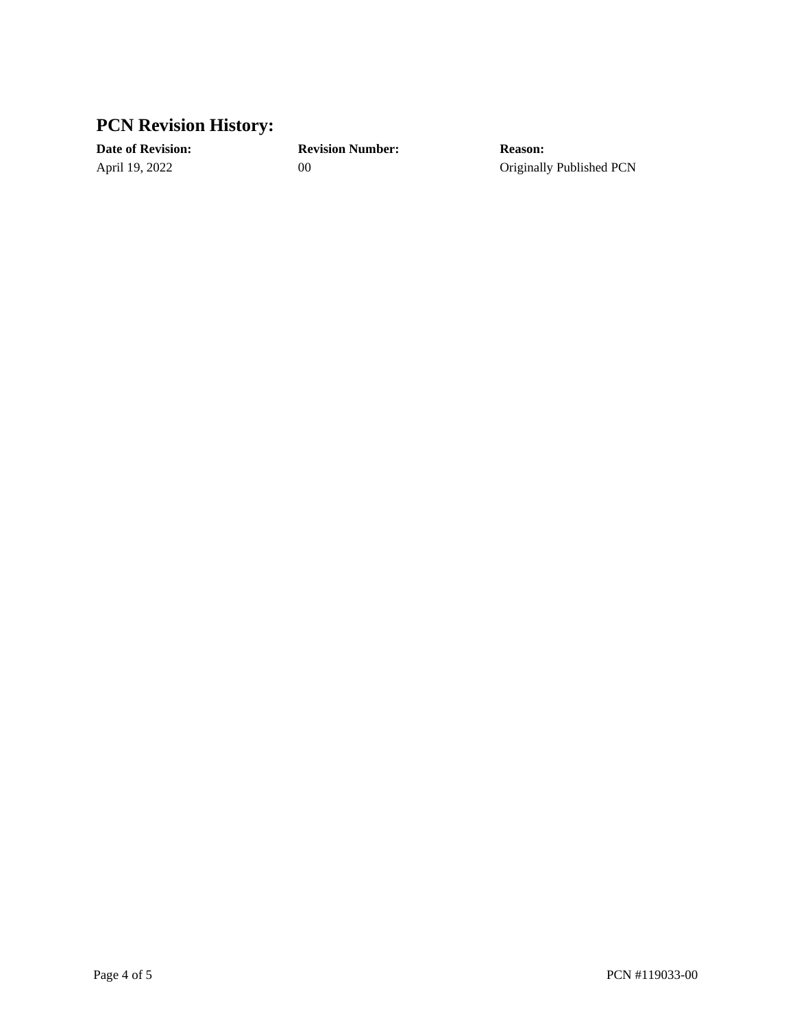## PCN Revision History:

| Date of Revision: | Revision Number: | Reason: |
| --- | --- | --- |
| April 19, 2022 | 00 | Originally Published PCN |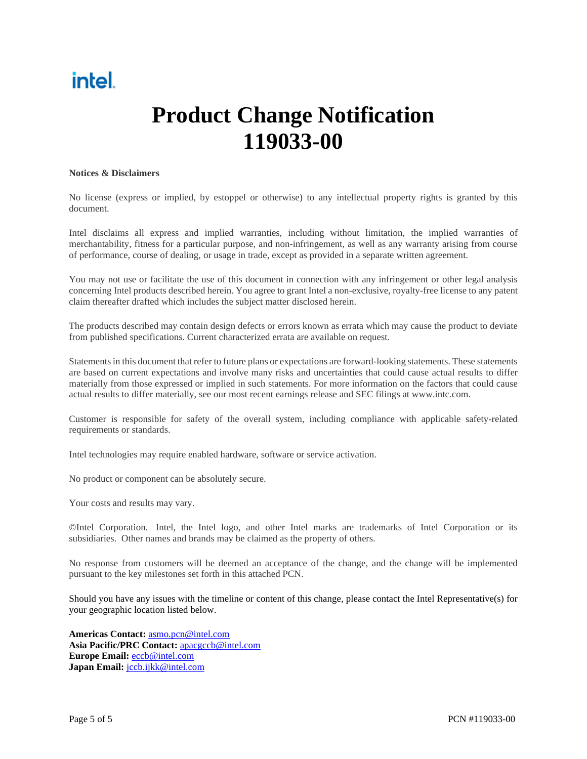intel.

# Product Change Notification 119033-00

**Notices & Disclaimers**

No license (express or implied, by estoppel or otherwise) to any intellectual property rights is granted by this document.

Intel disclaims all express and implied warranties, including without limitation, the implied warranties of merchantability, fitness for a particular purpose, and non-infringement, as well as any warranty arising from course of performance, course of dealing, or usage in trade, except as provided in a separate written agreement.

You may not use or facilitate the use of this document in connection with any infringement or other legal analysis concerning Intel products described herein. You agree to grant Intel a non-exclusive, royalty-free license to any patent claim thereafter drafted which includes the subject matter disclosed herein.

The products described may contain design defects or errors known as errata which may cause the product to deviate from published specifications. Current characterized errata are available on request.

Statements in this document that refer to future plans or expectations are forward-looking statements. These statements are based on current expectations and involve many risks and uncertainties that could cause actual results to differ materially from those expressed or implied in such statements. For more information on the factors that could cause actual results to differ materially, see our most recent earnings release and SEC filings at www.intc.com.

Customer is responsible for safety of the overall system, including compliance with applicable safety-related requirements or standards.

Intel technologies may require enabled hardware, software or service activation.

No product or component can be absolutely secure.

Your costs and results may vary.

©Intel Corporation. Intel, the Intel logo, and other Intel marks are trademarks of Intel Corporation or its subsidiaries. Other names and brands may be claimed as the property of others.

No response from customers will be deemed an acceptance of the change, and the change will be implemented pursuant to the key milestones set forth in this attached PCN.

Should you have any issues with the timeline or content of this change, please contact the Intel Representative(s) for your geographic location listed below.

**Americas Contact:** asmo.pcn@intel.com
**Asia Pacific/PRC Contact:** apacgccb@intel.com
**Europe Email:** eccb@intel.com
**Japan Email:** jccb.ijkk@intel.com